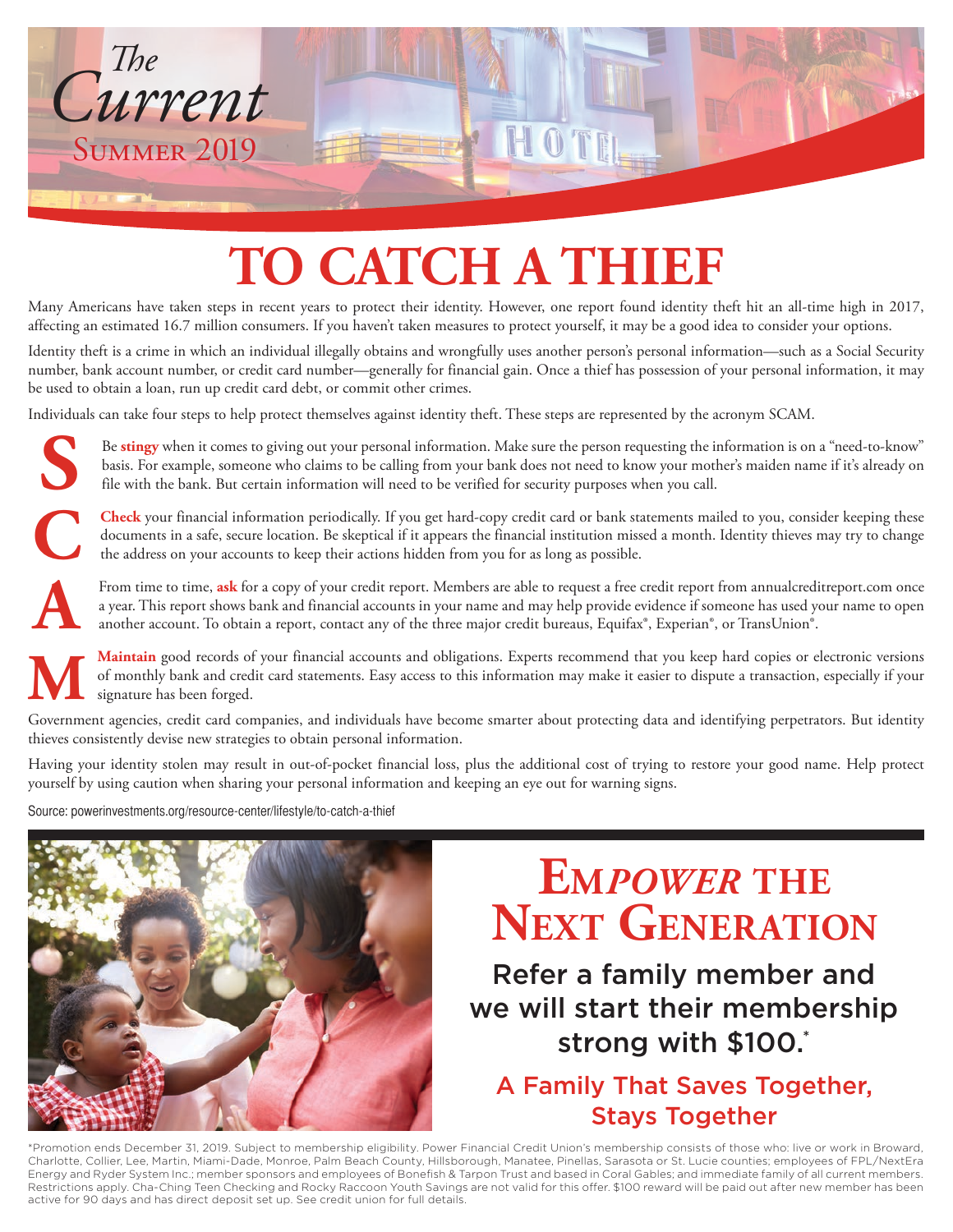*The* *Current*
Summer 2019

# TO CATCH A THIEF

Many Americans have taken steps in recent years to protect their identity. However, one report found identity theft hit an all-time high in 2017, affecting an estimated 16.7 million consumers. If you haven't taken measures to protect yourself, it may be a good idea to consider your options.

Identity theft is a crime in which an individual illegally obtains and wrongfully uses another person's personal information—such as a Social Security number, bank account number, or credit card number—generally for financial gain. Once a thief has possession of your personal information, it may be used to obtain a loan, run up credit card debt, or commit other crimes.

Individuals can take four steps to help protect themselves against identity theft. These steps are represented by the acronym SCAM.

**S** Be **stingy** when it comes to giving out your personal information. Make sure the person requesting the information is on a "need-to-know" basis. For example, someone who claims to be calling from your bank does not need to know your mother's maiden name if it's already on file with the bank. But certain information will need to be verified for security purposes when you call.

**C** **Check** your financial information periodically. If you get hard-copy credit card or bank statements mailed to you, consider keeping these documents in a safe, secure location. Be skeptical if it appears the financial institution missed a month. Identity thieves may try to change the address on your accounts to keep their actions hidden from you for as long as possible.

**A** From time to time, **ask** for a copy of your credit report. Members are able to request a free credit report from annualcreditreport.com once a year. This report shows bank and financial accounts in your name and may help provide evidence if someone has used your name to open another account. To obtain a report, contact any of the three major credit bureaus, Equifax®, Experian®, or TransUnion®.

**M** **Maintain** good records of your financial accounts and obligations. Experts recommend that you keep hard copies or electronic versions of monthly bank and credit card statements. Easy access to this information may make it easier to dispute a transaction, especially if your signature has been forged.

Government agencies, credit card companies, and individuals have become smarter about protecting data and identifying perpetrators. But identity thieves consistently devise new strategies to obtain personal information.

Having your identity stolen may result in out-of-pocket financial loss, plus the additional cost of trying to restore your good name. Help protect yourself by using caution when sharing your personal information and keeping an eye out for warning signs.

Source: powerinvestments.org/resource-center/lifestyle/to-catch-a-thief

# Em*power* the Next Generation

Refer a family member and we will start their membership strong with $100.*

## A Family That Saves Together, Stays Together

*Promotion ends December 31, 2019. Subject to membership eligibility. Power Financial Credit Union's membership consists of those who: live or work in Broward, Charlotte, Collier, Lee, Martin, Miami-Dade, Monroe, Palm Beach County, Hillsborough, Manatee, Pinellas, Sarasota or St. Lucie counties; employees of FPL/NextEra Energy and Ryder System Inc.; member sponsors and employees of Bonefish & Tarpon Trust and based in Coral Gables; and immediate family of all current members. Restrictions apply. Cha-Ching Teen Checking and Rocky Raccoon Youth Savings are not valid for this offer. $100 reward will be paid out after new member has been active for 90 days and has direct deposit set up. See credit union for full details.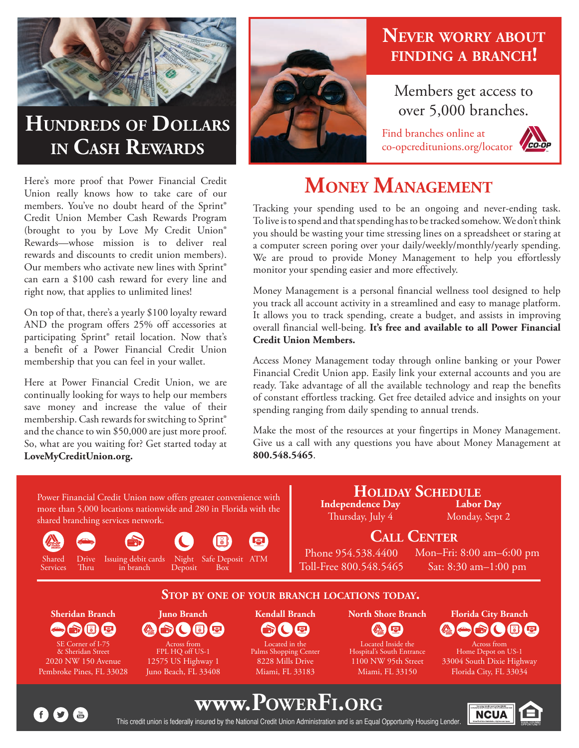## Hundreds of Dollars in Cash Rewards

Here's more proof that Power Financial Credit Union really knows how to take care of our members. You've no doubt heard of the Sprint® Credit Union Member Cash Rewards Program (brought to you by Love My Credit Union® Rewards—whose mission is to deliver real rewards and discounts to credit union members). Our members who activate new lines with Sprint® can earn a $100 cash reward for every line and right now, that applies to unlimited lines!

On top of that, there's a yearly $100 loyalty reward AND the program offers 25% off accessories at participating Sprint® retail location. Now that's a benefit of a Power Financial Credit Union membership that you can feel in your wallet.

Here at Power Financial Credit Union, we are continually looking for ways to help our members save money and increase the value of their membership. Cash rewards for switching to Sprint® and the chance to win $50,000 are just more proof. So, what are you waiting for? Get started today at **LoveMyCreditUnion.org.**

## Never worry about finding a branch!

Members get access to over 5,000 branches.

Find branches online at co-opcreditunions.org/locator

CO-OP

## Money Management

Tracking your spending used to be an ongoing and never-ending task. To live is to spend and that spending has to be tracked somehow. We don't think you should be wasting your time stressing lines on a spreadsheet or staring at a computer screen poring over your daily/weekly/monthly/yearly spending. We are proud to provide Money Management to help you effortlessly monitor your spending easier and more effectively.

Money Management is a personal financial wellness tool designed to help you track all account activity in a streamlined and easy to manage platform. It allows you to track spending, create a budget, and assists in improving overall financial well-being. **It's free and available to all Power Financial Credit Union Members.**

Access Money Management today through online banking or your Power Financial Credit Union app. Easily link your external accounts and you are ready. Take advantage of all the available technology and reap the benefits of constant effortless tracking. Get free detailed advice and insights on your spending ranging from daily spending to annual trends.

Make the most of the resources at your fingertips in Money Management. Give us a call with any questions you have about Money Management at **800.548.5465**.

Power Financial Credit Union now offers greater convenience with more than 5,000 locations nationwide and 280 in Florida with the shared branching services network.

Shared Services | Drive Thru | Issuing debit cards in branch | Night Deposit | Safe Deposit Box | ATM

## Holiday Schedule

**Independence Day**
Thursday, July 4

**Labor Day**
Monday, Sept 2

## Call Center

Phone 954.538.4400
Toll-Free 800.548.5465

Mon–Fri: 8:00 am–6:00 pm
Sat: 8:30 am–1:00 pm

## Stop by one of your branch locations today.

**Sheridan Branch**
SE Corner of I-75 & Sheridan Street
2020 NW 150 Avenue
Pembroke Pines, FL 33028

**Juno Branch**
Across from FPL HQ off US-1
12575 US Highway 1
Juno Beach, FL 33408

**Kendall Branch**
Located in the Palms Shopping Center
8228 Mills Drive
Miami, FL 33183

**North Shore Branch**
Located Inside the Hospital's South Entrance
1100 NW 95th Street
Miami, FL 33150

**Florida City Branch**
Across from Home Depot on US-1
33004 South Dixie Highway
Florida City, FL 33034

# www.PowerFi.org

This credit union is federally insured by the National Credit Union Administration and is an Equal Opportunity Housing Lender.

NCUA